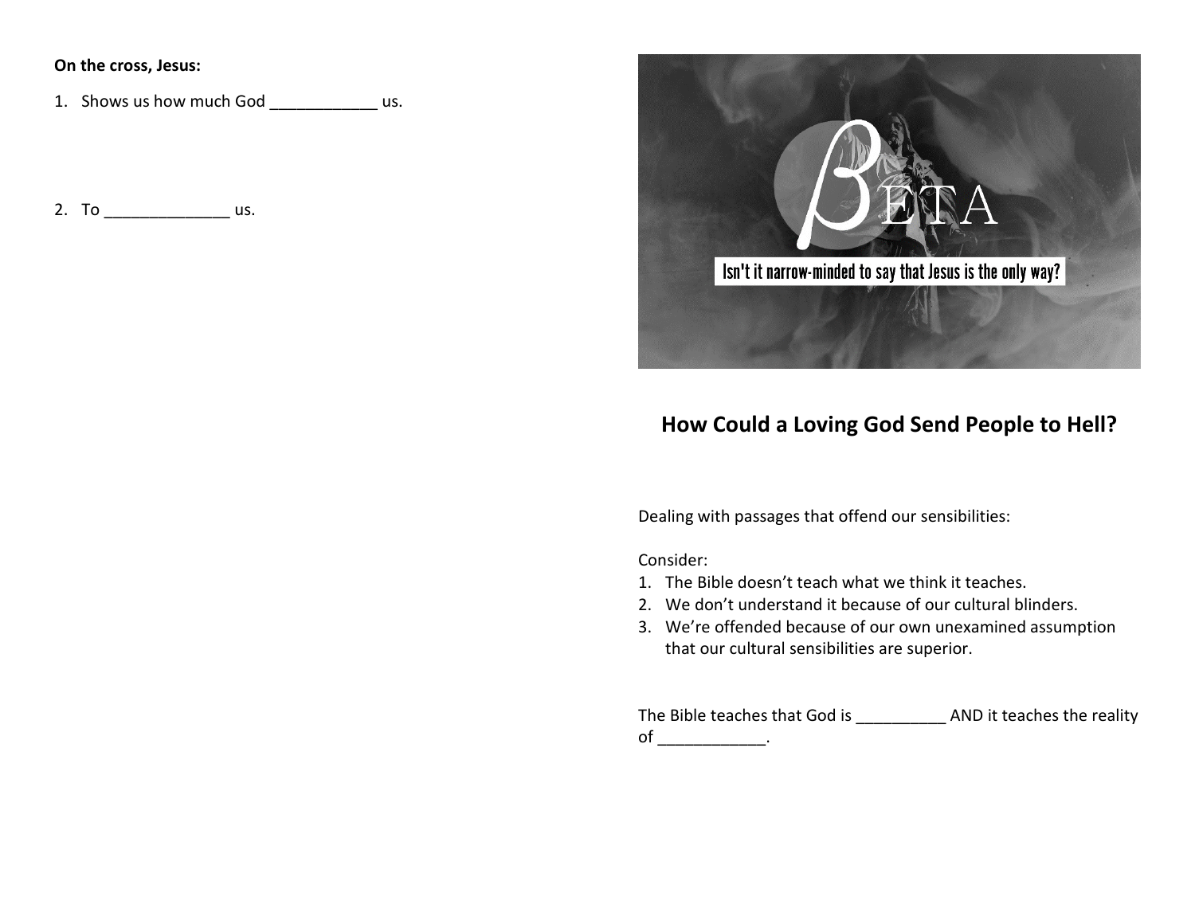**On the cross, Jesus:**

1. Shows us how much God ____________ us.

2. To ______________ us.

BETA

Isn't it narrow-minded to say that Jesus is the only way?

## How Could a Loving God Send People to Hell?

Dealing with passages that offend our sensibilities:

Consider:

1. The Bible doesn't teach what we think it teaches.
2. We don't understand it because of our cultural blinders.
3. We're offended because of our own unexamined assumption that our cultural sensibilities are superior.

The Bible teaches that God is __________ AND it teaches the reality of ____________.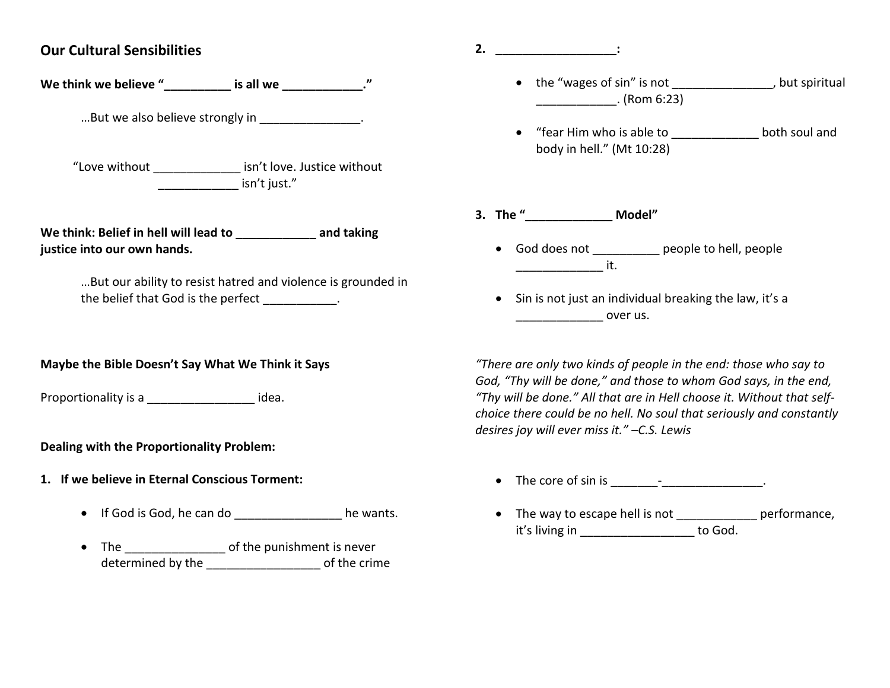**Our Cultural Sensibilities**

**We think we believe "__________ is all we ____________."**

…But we also believe strongly in _______________.

"Love without _____________ isn't love. Justice without ____________ isn't just."

**We think: Belief in hell will lead to ____________ and taking justice into our own hands.**

…But our ability to resist hatred and violence is grounded in the belief that God is the perfect ___________.

**Maybe the Bible Doesn't Say What We Think it Says**

Proportionality is a ________________ idea.

**Dealing with the Proportionality Problem:**

1. **If we believe in Eternal Conscious Torment:**
   - If God is God, he can do ________________ he wants.
   - The _______________ of the punishment is never determined by the _________________ of the crime

2. **__________________:**
   - the "wages of sin" is not _______________, but spiritual ____________. (Rom 6:23)
   - "fear Him who is able to _____________ both soul and body in hell." (Mt 10:28)

3. **The "_____________ Model"**
   - God does not __________ people to hell, people _____________ it.
   - Sin is not just an individual breaking the law, it's a _____________ over us.

*"There are only two kinds of people in the end: those who say to God, "Thy will be done," and those to whom God says, in the end, "Thy will be done." All that are in Hell choose it. Without that self-choice there could be no hell. No soul that seriously and constantly desires joy will ever miss it." –C.S. Lewis*

- The core of sin is _______-_______________.
- The way to escape hell is not ____________ performance, it's living in _________________ to God.